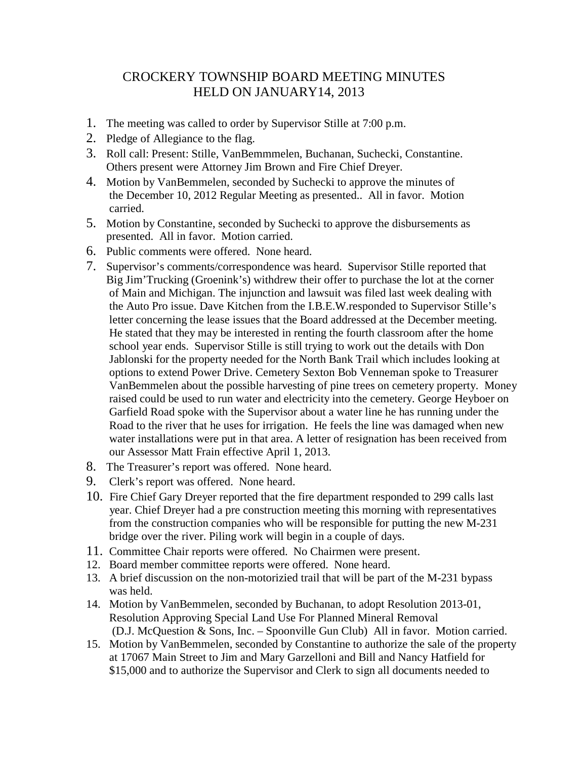# CROCKERY TOWNSHIP BOARD MEETING MINUTES
## HELD ON JANUARY14, 2013

1. The meeting was called to order by Supervisor Stille at 7:00 p.m.
2. Pledge of Allegiance to the flag.
3. Roll call: Present: Stille, VanBemmmelen, Buchanan, Suchecki, Constantine. Others present were Attorney Jim Brown and Fire Chief Dreyer.
4. Motion by VanBemmelen, seconded by Suchecki to approve the minutes of the December 10, 2012 Regular Meeting as presented.. All in favor. Motion carried.
5. Motion by Constantine, seconded by Suchecki to approve the disbursements as presented. All in favor. Motion carried.
6. Public comments were offered. None heard.
7. Supervisor's comments/correspondence was heard. Supervisor Stille reported that Big Jim'Trucking (Groenink's) withdrew their offer to purchase the lot at the corner of Main and Michigan. The injunction and lawsuit was filed last week dealing with the Auto Pro issue. Dave Kitchen from the I.B.E.W.responded to Supervisor Stille's letter concerning the lease issues that the Board addressed at the December meeting. He stated that they may be interested in renting the fourth classroom after the home school year ends. Supervisor Stille is still trying to work out the details with Don Jablonski for the property needed for the North Bank Trail which includes looking at options to extend Power Drive. Cemetery Sexton Bob Venneman spoke to Treasurer VanBemmelen about the possible harvesting of pine trees on cemetery property. Money raised could be used to run water and electricity into the cemetery. George Heyboer on Garfield Road spoke with the Supervisor about a water line he has running under the Road to the river that he uses for irrigation. He feels the line was damaged when new water installations were put in that area. A letter of resignation has been received from our Assessor Matt Frain effective April 1, 2013.
8. The Treasurer's report was offered. None heard.
9. Clerk's report was offered. None heard.
10. Fire Chief Gary Dreyer reported that the fire department responded to 299 calls last year. Chief Dreyer had a pre construction meeting this morning with representatives from the construction companies who will be responsible for putting the new M-231 bridge over the river. Piling work will begin in a couple of days.
11. Committee Chair reports were offered. No Chairmen were present.
12. Board member committee reports were offered. None heard.
13. A brief discussion on the non-motorizied trail that will be part of the M-231 bypass was held.
14. Motion by VanBemmelen, seconded by Buchanan, to adopt Resolution 2013-01, Resolution Approving Special Land Use For Planned Mineral Removal (D.J. McQuestion & Sons, Inc. – Spoonville Gun Club) All in favor. Motion carried.
15. Motion by VanBemmelen, seconded by Constantine to authorize the sale of the property at 17067 Main Street to Jim and Mary Garzelloni and Bill and Nancy Hatfield for $15,000 and to authorize the Supervisor and Clerk to sign all documents needed to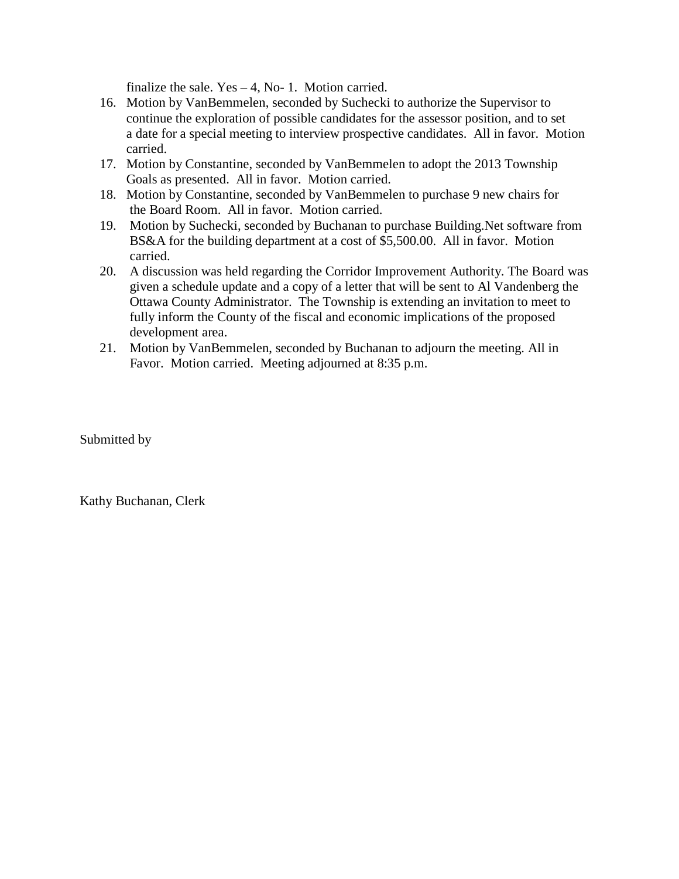finalize the sale. Yes – 4, No- 1. Motion carried.

16. Motion by VanBemmelen, seconded by Suchecki to authorize the Supervisor to continue the exploration of possible candidates for the assessor position, and to set a date for a special meeting to interview prospective candidates. All in favor. Motion carried.
17. Motion by Constantine, seconded by VanBemmelen to adopt the 2013 Township Goals as presented. All in favor. Motion carried.
18. Motion by Constantine, seconded by VanBemmelen to purchase 9 new chairs for the Board Room. All in favor. Motion carried.
19. Motion by Suchecki, seconded by Buchanan to purchase Building.Net software from BS&A for the building department at a cost of $5,500.00. All in favor. Motion carried.
20. A discussion was held regarding the Corridor Improvement Authority. The Board was given a schedule update and a copy of a letter that will be sent to Al Vandenberg the Ottawa County Administrator. The Township is extending an invitation to meet to fully inform the County of the fiscal and economic implications of the proposed development area.
21. Motion by VanBemmelen, seconded by Buchanan to adjourn the meeting. All in Favor. Motion carried. Meeting adjourned at 8:35 p.m.

Submitted by

Kathy Buchanan, Clerk